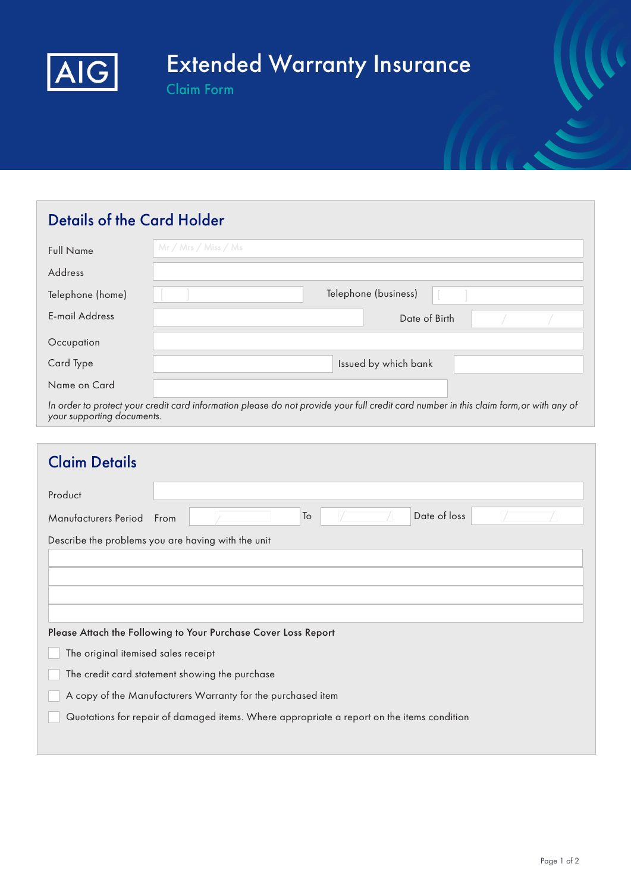# Extended Warranty Insurance

Claim Form

## Details of the Card Holder

| | | | |
|---|---|---|---|
| Full Name | Mr / Mrs / Miss / Ms | | |
| Address | | | |
| Telephone (home) | [ ] | Telephone (business) | [ ] |
| E-mail Address | | Date of Birth | / / |
| Occupation | | | |
| Card Type | | Issued by which bank | |
| Name on Card | | | |

*In order to protect your credit card information please do not provide your full credit card number in this claim form, or with any of your supporting documents.*

## Claim Details

| | | | | | |
|---|---|---|---|---|---|
| Product | | | | | |
| Manufacturers Period | From / | To / / | | Date of loss | / / |

Describe the problems you are having with the unit

**Please Attach the Following to Your Purchase Cover Loss Report**

- [ ] The original itemised sales receipt
- [ ] The credit card statement showing the purchase
- [ ] A copy of the Manufacturers Warranty for the purchased item
- [ ] Quotations for repair of damaged items. Where appropriate a report on the items condition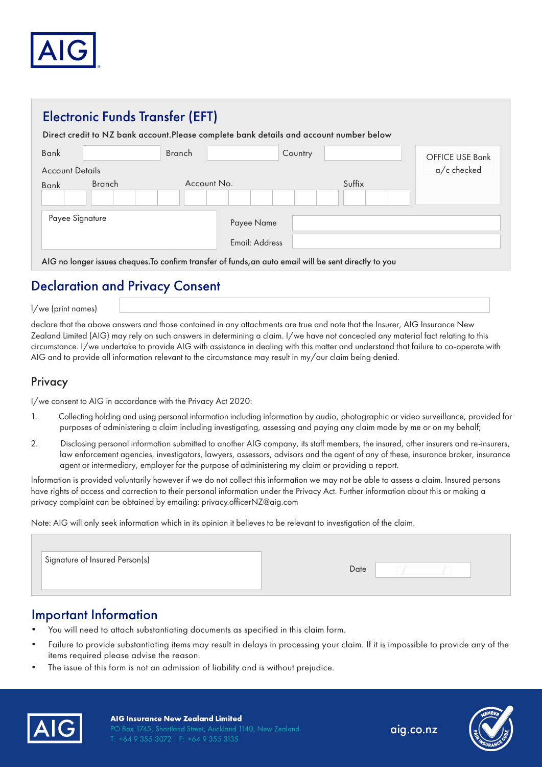## Electronic Funds Transfer (EFT)

**Direct credit to NZ bank account.Please complete bank details and account number below**

Bank | Branch | Country

OFFICE USE Bank a/c checked

Account Details

| Bank | Branch | Account No. | Suffix |
| --- | --- | --- | --- |
| | | | |

Payee Signature

Payee Name

Email: Address

**AIG no longer issues cheques.To confirm transfer of funds,an auto email will be sent directly to you**

## Declaration and Privacy Consent

I/we (print names)

declare that the above answers and those contained in any attachments are true and note that the Insurer, AIG Insurance New Zealand Limited (AIG) may rely on such answers in determining a claim. I/we have not concealed any material fact relating to this circumstance. I/we undertake to provide AIG with assistance in dealing with this matter and understand that failure to co-operate with AIG and to provide all information relevant to the circumstance may result in my/our claim being denied.

### Privacy

I/we consent to AIG in accordance with the Privacy Act 2020:

1. Collecting holding and using personal information including information by audio, photographic or video surveillance, provided for purposes of administering a claim including investigating, assessing and paying any claim made by me or on my behalf;
2. Disclosing personal information submitted to another AIG company, its staff members, the insured, other insurers and re-insurers, law enforcement agencies, investigators, lawyers, assessors, advisors and the agent of any of these, insurance broker, insurance agent or intermediary, employer for the purpose of administering my claim or providing a report.

Information is provided voluntarily however if we do not collect this information we may not be able to assess a claim. Insured persons have rights of access and correction to their personal information under the Privacy Act. Further information about this or making a privacy complaint can be obtained by emailing: privacy.officerNZ@aig.com

Note: AIG will only seek information which in its opinion it believes to be relevant to investigation of the claim.

Signature of Insured Person(s)

Date / /

## Important Information

- You will need to attach substantiating documents as specified in this claim form.
- Failure to provide substantiating items may result in delays in processing your claim. If it is impossible to provide any of the items required please advise the reason.
- The issue of this form is not an admission of liability and is without prejudice.

**AIG Insurance New Zealand Limited**
PO Box 1745, Shortland Street, Auckland 1140, New Zealand.
T: +64 9 355 3072 F: +64 9 355 3135

aig.co.nz